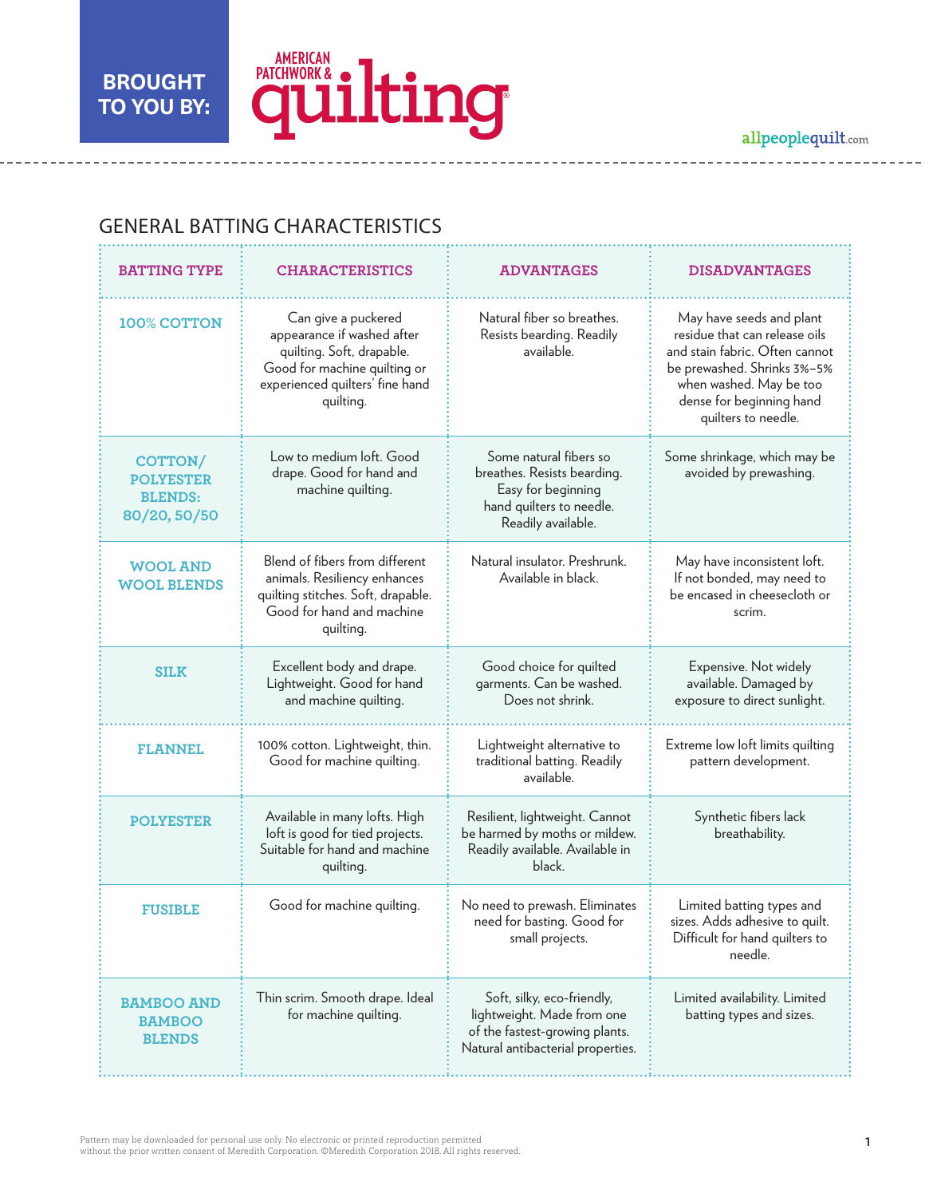BROUGHT TO YOU BY: AMERICAN PATCHWORK & quilting

allpeoplequilt.com

## GENERAL BATTING CHARACTERISTICS

| BATTING TYPE | CHARACTERISTICS | ADVANTAGES | DISADVANTAGES |
|---|---|---|---|
| 100% COTTON | Can give a puckered appearance if washed after quilting. Soft, drapable. Good for machine quilting or experienced quilters' fine hand quilting. | Natural fiber so breathes. Resists bearding. Readily available. | May have seeds and plant residue that can release oils and stain fabric. Often cannot be prewashed. Shrinks 3%–5% when washed. May be too dense for beginning hand quilters to needle. |
| COTTON/ POLYESTER BLENDS: 80/20, 50/50 | Low to medium loft. Good drape. Good for hand and machine quilting. | Some natural fibers so breathes. Resists bearding. Easy for beginning hand quilters to needle. Readily available. | Some shrinkage, which may be avoided by prewashing. |
| WOOL AND WOOL BLENDS | Blend of fibers from different animals. Resiliency enhances quilting stitches. Soft, drapable. Good for hand and machine quilting. | Natural insulator. Preshrunk. Available in black. | May have inconsistent loft. If not bonded, may need to be encased in cheesecloth or scrim. |
| SILK | Excellent body and drape. Lightweight. Good for hand and machine quilting. | Good choice for quilted garments. Can be washed. Does not shrink. | Expensive. Not widely available. Damaged by exposure to direct sunlight. |
| FLANNEL | 100% cotton. Lightweight, thin. Good for machine quilting. | Lightweight alternative to traditional batting. Readily available. | Extreme low loft limits quilting pattern development. |
| POLYESTER | Available in many lofts. High loft is good for tied projects. Suitable for hand and machine quilting. | Resilient, lightweight. Cannot be harmed by moths or mildew. Readily available. Available in black. | Synthetic fibers lack breathability. |
| FUSIBLE | Good for machine quilting. | No need to prewash. Eliminates need for basting. Good for small projects. | Limited batting types and sizes. Adds adhesive to quilt. Difficult for hand quilters to needle. |
| BAMBOO AND BAMBOO BLENDS | Thin scrim. Smooth drape. Ideal for machine quilting. | Soft, silky, eco-friendly, lightweight. Made from one of the fastest-growing plants. Natural antibacterial properties. | Limited availability. Limited batting types and sizes. |

Pattern may be downloaded for personal use only. No electronic or printed reproduction permitted without the prior written consent of Meredith Corporation. ©Meredith Corporation 2018. All rights reserved.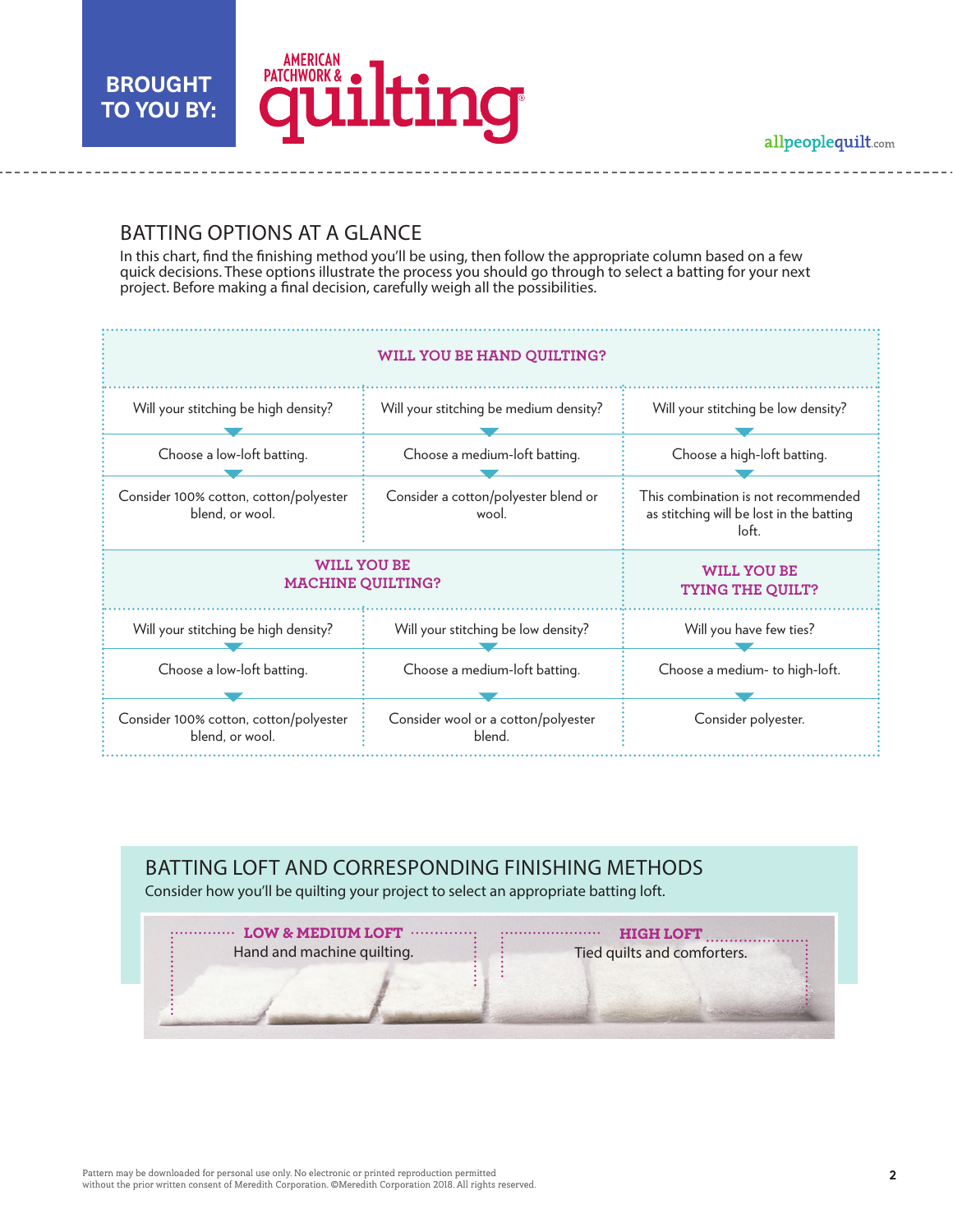BROUGHT TO YOU BY: AMERICAN PATCHWORK & quilting

allpeoplequilt.com

## BATTING OPTIONS AT A GLANCE

In this chart, find the finishing method you'll be using, then follow the appropriate column based on a few quick decisions. These options illustrate the process you should go through to select a batting for your next project. Before making a final decision, carefully weigh all the possibilities.

| WILL YOU BE HAND QUILTING? | | |
|---|---|---|
| Will your stitching be high density? | Will your stitching be medium density? | Will your stitching be low density? |
| Choose a low-loft batting. | Choose a medium-loft batting. | Choose a high-loft batting. |
| Consider 100% cotton, cotton/polyester blend, or wool. | Consider a cotton/polyester blend or wool. | This combination is not recommended as stitching will be lost in the batting loft. |
| **WILL YOU BE MACHINE QUILTING?** | | **WILL YOU BE TYING THE QUILT?** |
| Will your stitching be high density? | Will your stitching be low density? | Will you have few ties? |
| Choose a low-loft batting. | Choose a medium-loft batting. | Choose a medium- to high-loft. |
| Consider 100% cotton, cotton/polyester blend, or wool. | Consider wool or a cotton/polyester blend. | Consider polyester. |

## BATTING LOFT AND CORRESPONDING FINISHING METHODS

Consider how you'll be quilting your project to select an appropriate batting loft.

**LOW & MEDIUM LOFT**
Hand and machine quilting.

**HIGH LOFT**
Tied quilts and comforters.

Pattern may be downloaded for personal use only. No electronic or printed reproduction permitted without the prior written consent of Meredith Corporation. ©Meredith Corporation 2018. All rights reserved.